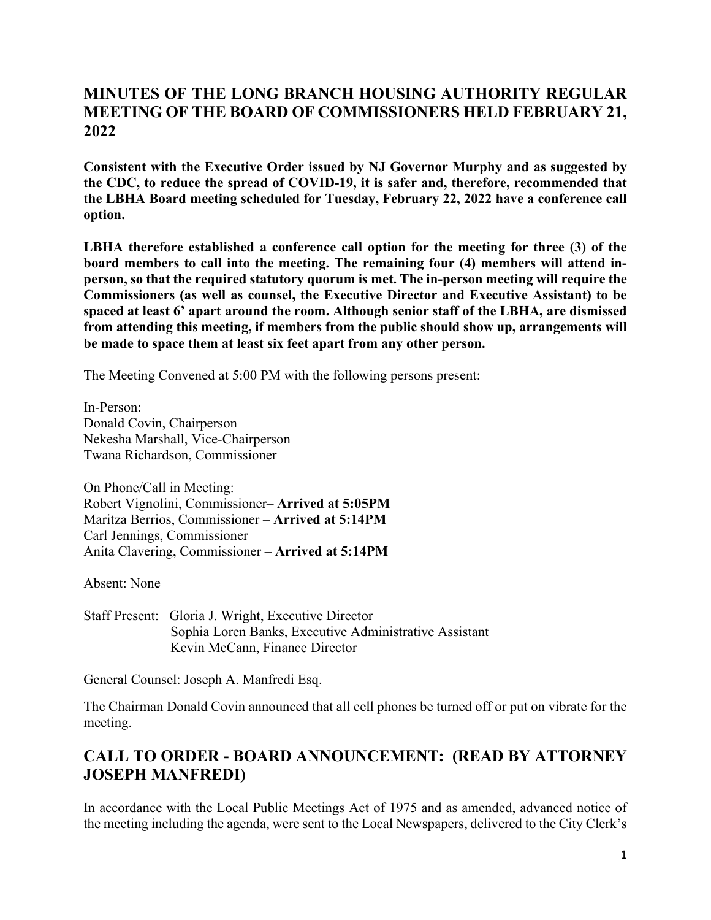## MINUTES OF THE LONG BRANCH HOUSING AUTHORITY REGULAR MEETING OF THE BOARD OF COMMISSIONERS HELD FEBRUARY 21, 2022

**Consistent with the Executive Order issued by NJ Governor Murphy and as suggested by the CDC, to reduce the spread of COVID-19, it is safer and, therefore, recommended that the LBHA Board meeting scheduled for Tuesday, February 22, 2022 have a conference call option.**

**LBHA therefore established a conference call option for the meeting for three (3) of the board members to call into the meeting. The remaining four (4) members will attend in-person, so that the required statutory quorum is met. The in-person meeting will require the Commissioners (as well as counsel, the Executive Director and Executive Assistant) to be spaced at least 6' apart around the room. Although senior staff of the LBHA, are dismissed from attending this meeting, if members from the public should show up, arrangements will be made to space them at least six feet apart from any other person.**

The Meeting Convened at 5:00 PM with the following persons present:

In-Person:
Donald Covin, Chairperson
Nekesha Marshall, Vice-Chairperson
Twana Richardson, Commissioner

On Phone/Call in Meeting:
Robert Vignolini, Commissioner– **Arrived at 5:05PM**
Maritza Berrios, Commissioner – **Arrived at 5:14PM**
Carl Jennings, Commissioner
Anita Clavering, Commissioner – **Arrived at 5:14PM**

Absent: None

Staff Present: Gloria J. Wright, Executive Director
Sophia Loren Banks, Executive Administrative Assistant
Kevin McCann, Finance Director

General Counsel: Joseph A. Manfredi Esq.

The Chairman Donald Covin announced that all cell phones be turned off or put on vibrate for the meeting.

## CALL TO ORDER - BOARD ANNOUNCEMENT: (READ BY ATTORNEY JOSEPH MANFREDI)

In accordance with the Local Public Meetings Act of 1975 and as amended, advanced notice of the meeting including the agenda, were sent to the Local Newspapers, delivered to the City Clerk's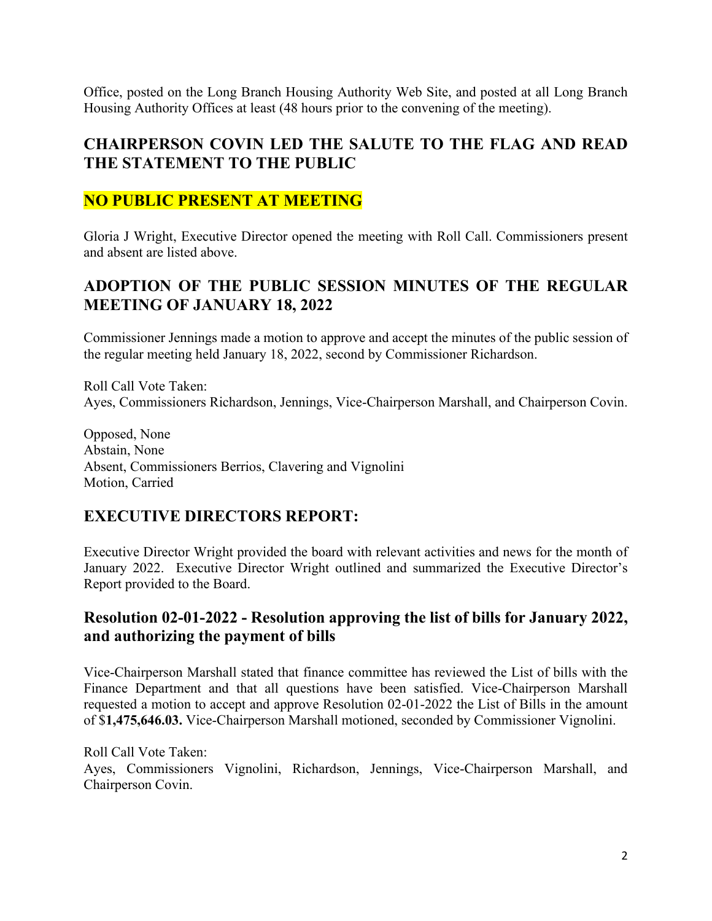Office, posted on the Long Branch Housing Authority Web Site, and posted at all Long Branch Housing Authority Offices at least (48 hours prior to the convening of the meeting).

## CHAIRPERSON COVIN LED THE SALUTE TO THE FLAG AND READ THE STATEMENT TO THE PUBLIC

## NO PUBLIC PRESENT AT MEETING

Gloria J Wright, Executive Director opened the meeting with Roll Call. Commissioners present and absent are listed above.

## ADOPTION OF THE PUBLIC SESSION MINUTES OF THE REGULAR MEETING OF JANUARY 18, 2022

Commissioner Jennings made a motion to approve and accept the minutes of the public session of the regular meeting held January 18, 2022, second by Commissioner Richardson.

Roll Call Vote Taken:
Ayes, Commissioners Richardson, Jennings, Vice-Chairperson Marshall, and Chairperson Covin.

Opposed, None
Abstain, None
Absent, Commissioners Berrios, Clavering and Vignolini
Motion, Carried

## EXECUTIVE DIRECTORS REPORT:

Executive Director Wright provided the board with relevant activities and news for the month of January 2022. Executive Director Wright outlined and summarized the Executive Director's Report provided to the Board.

## Resolution 02-01-2022 - Resolution approving the list of bills for January 2022, and authorizing the payment of bills

Vice-Chairperson Marshall stated that finance committee has reviewed the List of bills with the Finance Department and that all questions have been satisfied. Vice-Chairperson Marshall requested a motion to accept and approve Resolution 02-01-2022 the List of Bills in the amount of $**1,475,646.03.** Vice-Chairperson Marshall motioned, seconded by Commissioner Vignolini.

Roll Call Vote Taken:
Ayes, Commissioners Vignolini, Richardson, Jennings, Vice-Chairperson Marshall, and Chairperson Covin.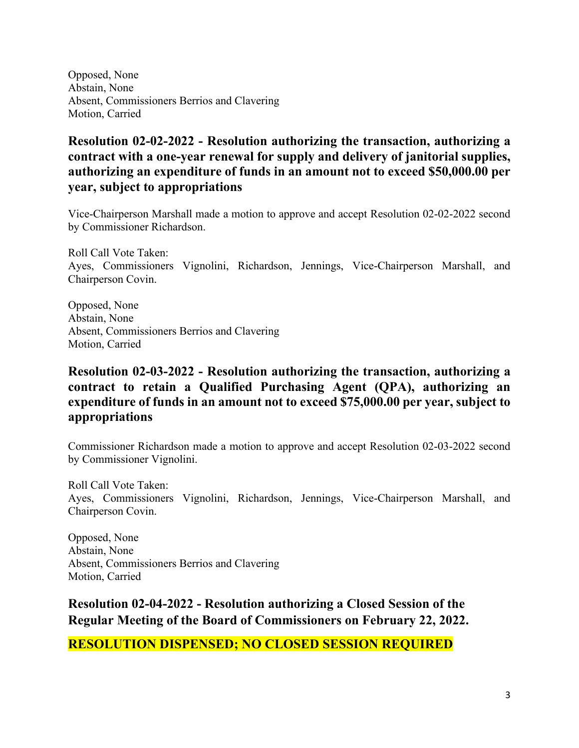Opposed, None
Abstain, None
Absent, Commissioners Berrios and Clavering
Motion, Carried

## Resolution 02-02-2022 - Resolution authorizing the transaction, authorizing a contract with a one-year renewal for supply and delivery of janitorial supplies, authorizing an expenditure of funds in an amount not to exceed $50,000.00 per year, subject to appropriations

Vice-Chairperson Marshall made a motion to approve and accept Resolution 02-02-2022 second by Commissioner Richardson.

Roll Call Vote Taken:
Ayes, Commissioners Vignolini, Richardson, Jennings, Vice-Chairperson Marshall, and Chairperson Covin.

Opposed, None
Abstain, None
Absent, Commissioners Berrios and Clavering
Motion, Carried

## Resolution 02-03-2022 - Resolution authorizing the transaction, authorizing a contract to retain a Qualified Purchasing Agent (QPA), authorizing an expenditure of funds in an amount not to exceed $75,000.00 per year, subject to appropriations

Commissioner Richardson made a motion to approve and accept Resolution 02-03-2022 second by Commissioner Vignolini.

Roll Call Vote Taken:
Ayes, Commissioners Vignolini, Richardson, Jennings, Vice-Chairperson Marshall, and Chairperson Covin.

Opposed, None
Abstain, None
Absent, Commissioners Berrios and Clavering
Motion, Carried

## Resolution 02-04-2022 - Resolution authorizing a Closed Session of the Regular Meeting of the Board of Commissioners on February 22, 2022.

**RESOLUTION DISPENSED; NO CLOSED SESSION REQUIRED**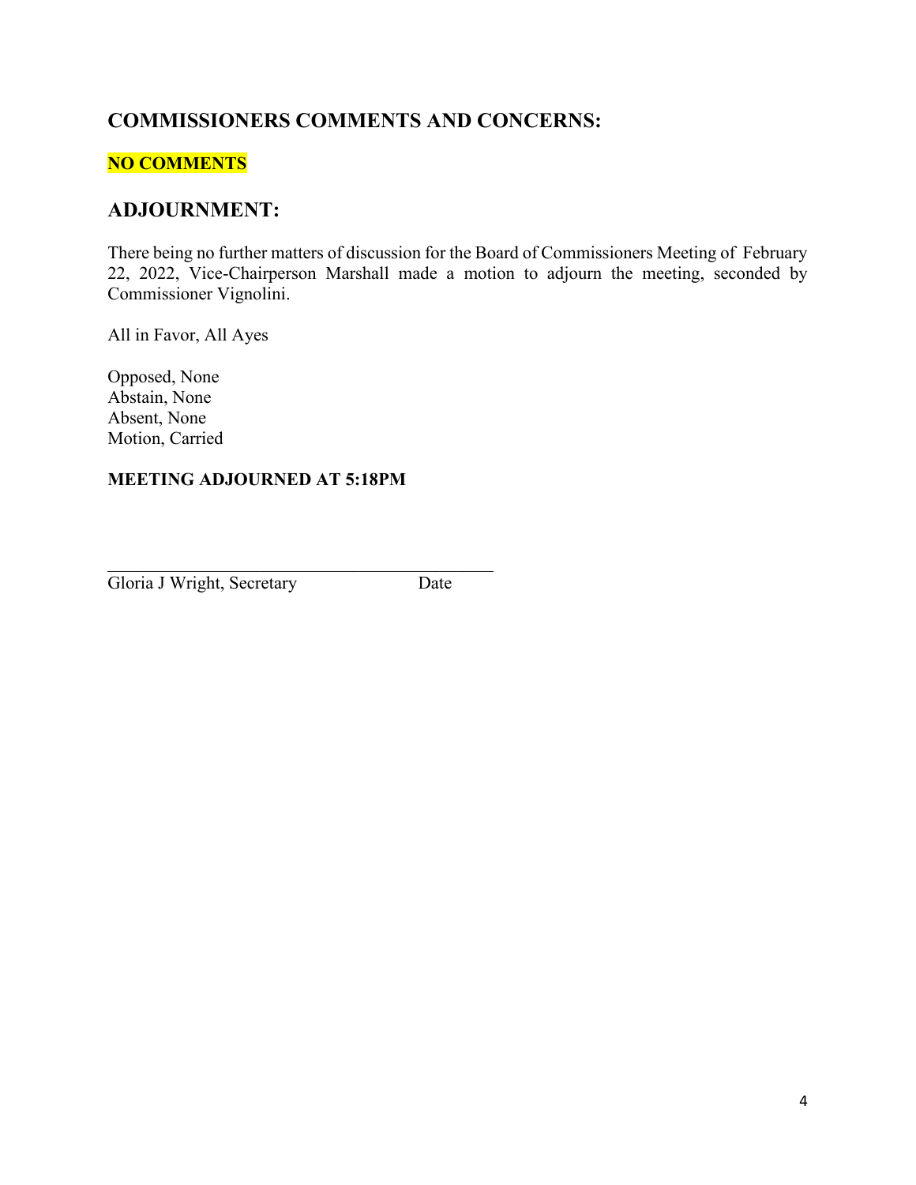## COMMISSIONERS COMMENTS AND CONCERNS:

**NO COMMENTS**

## ADJOURNMENT:

There being no further matters of discussion for the Board of Commissioners Meeting of February 22, 2022, Vice-Chairperson Marshall made a motion to adjourn the meeting, seconded by Commissioner Vignolini.

All in Favor, All Ayes

Opposed, None
Abstain, None
Absent, None
Motion, Carried

**MEETING ADJOURNED AT 5:18PM**

\_\_\_\_\_\_\_\_\_\_\_\_\_\_\_\_\_\_\_\_\_\_\_\_\_\_\_\_\_\_\_\_\_\_\_\_\_\_\_\_\_\_\_\_

Gloria J Wright, Secretary                    Date